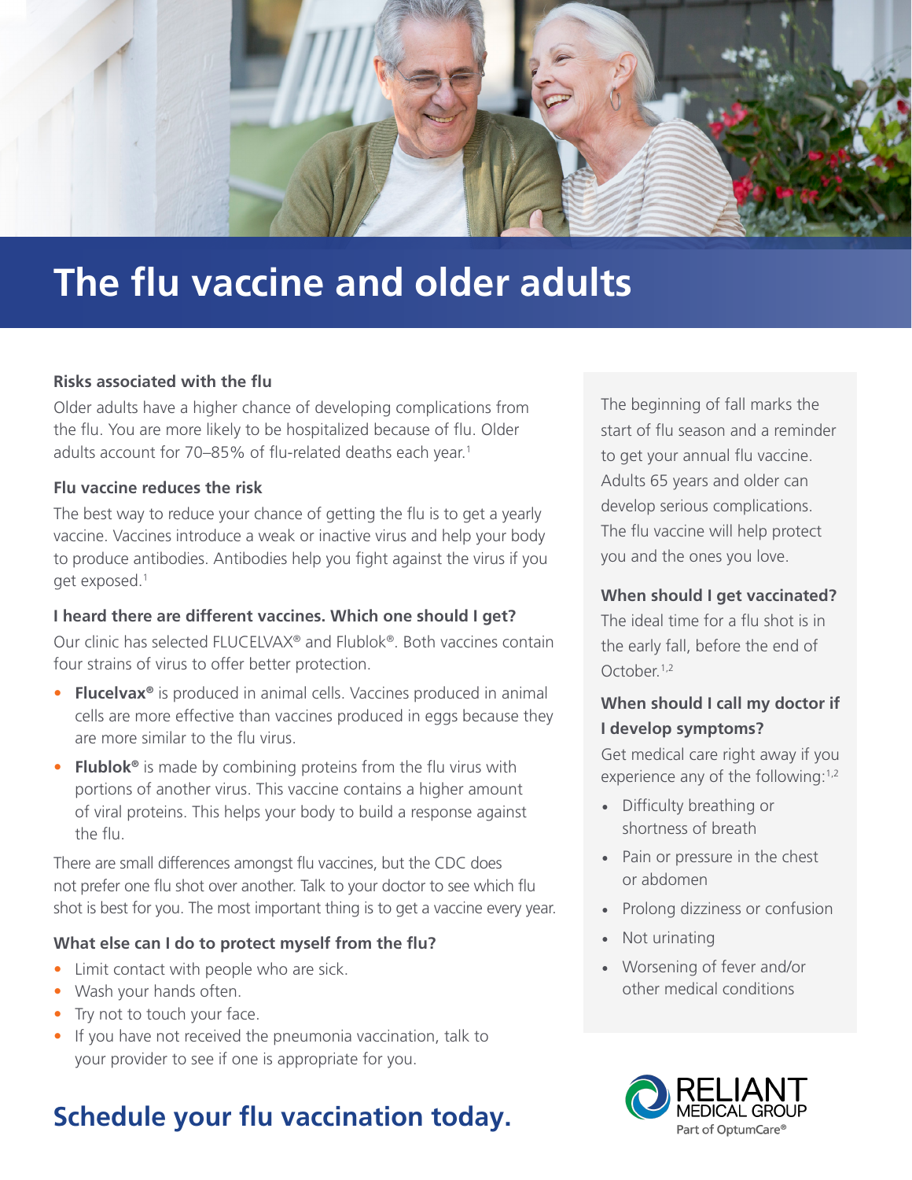# The flu vaccine and older adults

### Risks associated with the flu

Older adults have a higher chance of developing complications from the flu. You are more likely to be hospitalized because of flu. Older adults account for 70–85% of flu-related deaths each year.[1]

### Flu vaccine reduces the risk

The best way to reduce your chance of getting the flu is to get a yearly vaccine. Vaccines introduce a weak or inactive virus and help your body to produce antibodies. Antibodies help you fight against the virus if you get exposed.[1]

### I heard there are different vaccines. Which one should I get?

Our clinic has selected FLUCELVAX® and Flublok®. Both vaccines contain four strains of virus to offer better protection.

- **Flucelvax®** is produced in animal cells. Vaccines produced in animal cells are more effective than vaccines produced in eggs because they are more similar to the flu virus.
- **Flublok®** is made by combining proteins from the flu virus with portions of another virus. This vaccine contains a higher amount of viral proteins. This helps your body to build a response against the flu.

There are small differences amongst flu vaccines, but the CDC does not prefer one flu shot over another. Talk to your doctor to see which flu shot is best for you. The most important thing is to get a vaccine every year.

### What else can I do to protect myself from the flu?

- Limit contact with people who are sick.
- Wash your hands often.
- Try not to touch your face.
- If you have not received the pneumonia vaccination, talk to your provider to see if one is appropriate for you.

## Schedule your flu vaccination today.

The beginning of fall marks the start of flu season and a reminder to get your annual flu vaccine. Adults 65 years and older can develop serious complications. The flu vaccine will help protect you and the ones you love.

### When should I get vaccinated?

The ideal time for a flu shot is in the early fall, before the end of October.[1,2]

### When should I call my doctor if I develop symptoms?

Get medical care right away if you experience any of the following:[1,2]

- Difficulty breathing or shortness of breath
- Pain or pressure in the chest or abdomen
- Prolong dizziness or confusion
- Not urinating
- Worsening of fever and/or other medical conditions

RELIANT MEDICAL GROUP
Part of OptumCare®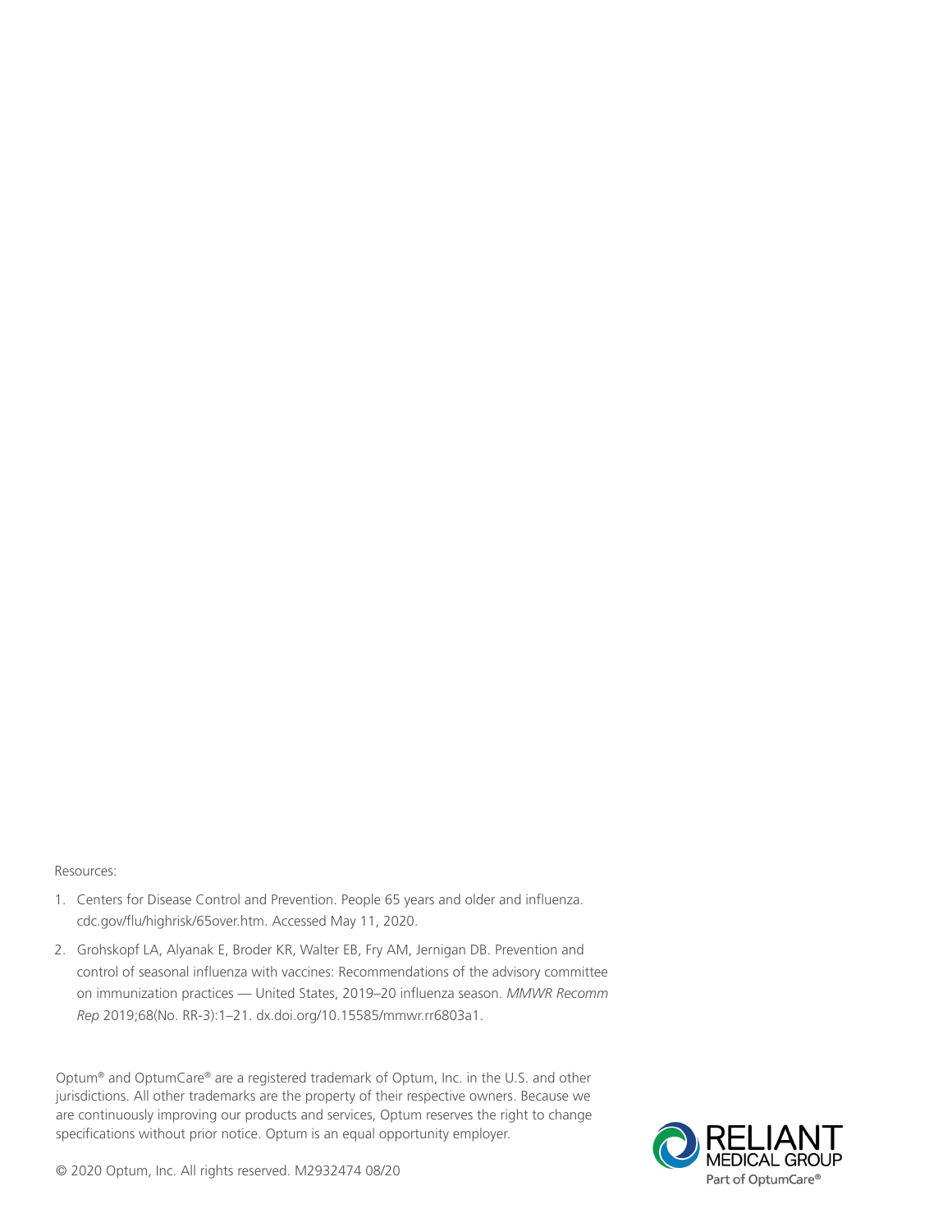Resources:

1. Centers for Disease Control and Prevention. People 65 years and older and influenza. cdc.gov/flu/highrisk/65over.htm. Accessed May 11, 2020.
2. Grohskopf LA, Alyanak E, Broder KR, Walter EB, Fry AM, Jernigan DB. Prevention and control of seasonal influenza with vaccines: Recommendations of the advisory committee on immunization practices — United States, 2019–20 influenza season. *MMWR Recomm Rep* 2019;68(No. RR-3):1–21. dx.doi.org/10.15585/mmwr.rr6803a1.

Optum® and OptumCare® are a registered trademark of Optum, Inc. in the U.S. and other jurisdictions. All other trademarks are the property of their respective owners. Because we are continuously improving our products and services, Optum reserves the right to change specifications without prior notice. Optum is an equal opportunity employer.

© 2020 Optum, Inc. All rights reserved. M2932474 08/20

RELIANT MEDICAL GROUP
Part of OptumCare®